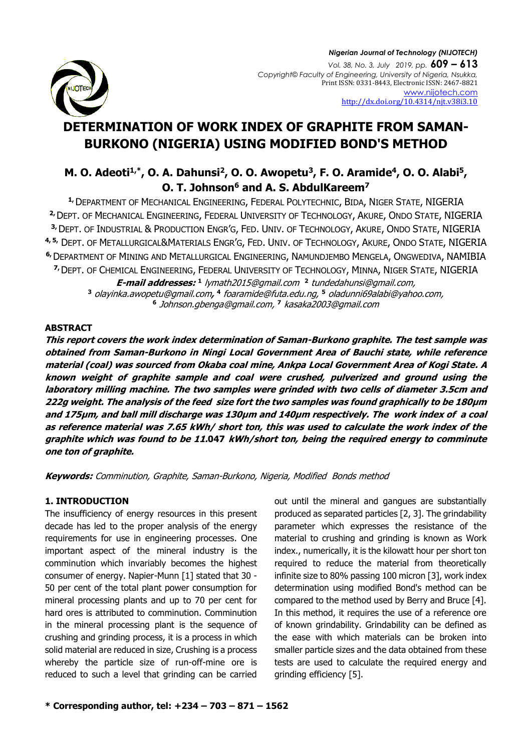# DETERMINATION OF WORK INDEX OF GRAPHITE FROM SAMAN-BURKONO (NIGERIA) USING MODIFIED BOND'S METHOD

**M. O. Adeoti[1,*], O. A. Dahunsi[2], O. O. Awopetu[3], F. O. Aramide[4], O. O. Alabi[5], O. T. Johnson[6] and A. S. AbdulKareem[7]**

[1] Department of Mechanical Engineering, Federal Polytechnic, Bida, Niger State, NIGERIA
[2] Dept. of Mechanical Engineering, Federal University of Technology, Akure, Ondo State, NIGERIA
[3] Dept. of Industrial & Production Engr'g, Fed. Univ. of Technology, Akure, Ondo State, NIGERIA
[4, 5] Dept. of Metallurgical&Materials Engr'g, Fed. Univ. of Technology, Akure, Ondo State, NIGERIA
[6] Department of Mining and Metallurgical Engineering, Namundjembo Mengela, Ongwediva, NAMIBIA
[7] Dept. of Chemical Engineering, Federal University of Technology, Minna, Niger State, NIGERIA

***E-mail addresses:*** [1] *lymath2015@gmail.com* [2] *tundedahunsi@gmail.com,*
[3] *olayinka.awopetu@gmail.com,* [4] *foaramide@futa.edu.ng,* [5] *oladunni69alabi@yahoo.com,*
[6] *Johnson.gbenga@gmail.com,* [7] *kasaka2003@gmail.com*

## ABSTRACT

***This report covers the work index determination of Saman-Burkono graphite. The test sample was obtained from Saman-Burkono in Ningi Local Government Area of Bauchi state, while reference material (coal) was sourced from Okaba coal mine, Ankpa Local Government Area of Kogi State. A known weight of graphite sample and coal were crushed, pulverized and ground using the laboratory milling machine. The two samples were grinded with two cells of diameter 3.5cm and 222g weight. The analysis of the feed size fort the two samples was found graphically to be 180μm and 175μm, and ball mill discharge was 130μm and 140μm respectively. The work index of a coal as reference material was 7.65 kWh/ short ton, this was used to calculate the work index of the graphite which was found to be 11.047 kWh/short ton, being the required energy to comminute one ton of graphite.***

***Keywords:*** *Comminution, Graphite, Saman-Burkono, Nigeria, Modified Bonds method*

## 1. INTRODUCTION

The insufficiency of energy resources in this present decade has led to the proper analysis of the energy requirements for use in engineering processes. One important aspect of the mineral industry is the comminution which invariably becomes the highest consumer of energy. Napier-Munn [1] stated that 30 - 50 per cent of the total plant power consumption for mineral processing plants and up to 70 per cent for hard ores is attributed to comminution. Comminution in the mineral processing plant is the sequence of crushing and grinding process, it is a process in which solid material are reduced in size, Crushing is a process whereby the particle size of run-off-mine ore is reduced to such a level that grinding can be carried out until the mineral and gangues are substantially produced as separated particles [2, 3]. The grindability parameter which expresses the resistance of the material to crushing and grinding is known as Work index., numerically, it is the kilowatt hour per short ton required to reduce the material from theoretically infinite size to 80% passing 100 micron [3], work index determination using modified Bond's method can be compared to the method used by Berry and Bruce [4]. In this method, it requires the use of a reference ore of known grindability. Grindability can be defined as the ease with which materials can be broken into smaller particle sizes and the data obtained from these tests are used to calculate the required energy and grinding efficiency [5].

**\* Corresponding author, tel: +234 – 703 – 871 – 1562**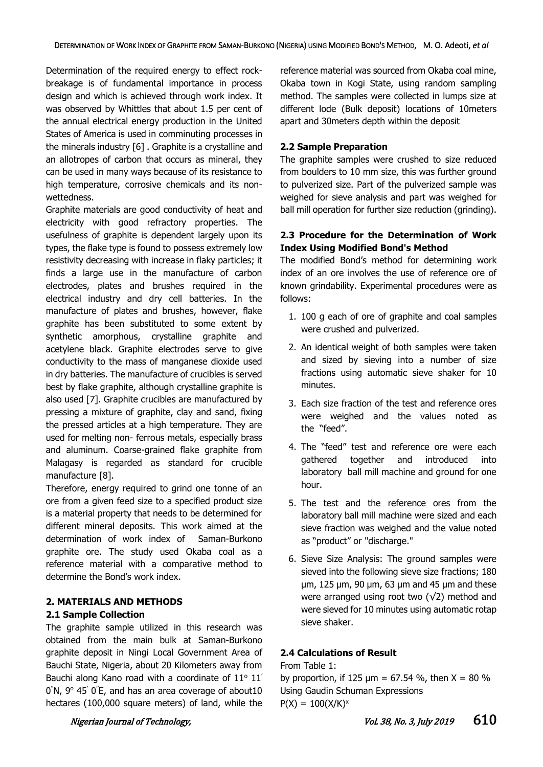Determination of the required energy to effect rock-breakage is of fundamental importance in process design and which is achieved through work index. It was observed by Whittles that about 1.5 per cent of the annual electrical energy production in the United States of America is used in comminuting processes in the minerals industry [6] . Graphite is a crystalline and an allotropes of carbon that occurs as mineral, they can be used in many ways because of its resistance to high temperature, corrosive chemicals and its non-wettedness.

Graphite materials are good conductivity of heat and electricity with good refractory properties. The usefulness of graphite is dependent largely upon its types, the flake type is found to possess extremely low resistivity decreasing with increase in flaky particles; it finds a large use in the manufacture of carbon electrodes, plates and brushes required in the electrical industry and dry cell batteries. In the manufacture of plates and brushes, however, flake graphite has been substituted to some extent by synthetic amorphous, crystalline graphite and acetylene black. Graphite electrodes serve to give conductivity to the mass of manganese dioxide used in dry batteries. The manufacture of crucibles is served best by flake graphite, although crystalline graphite is also used [7]. Graphite crucibles are manufactured by pressing a mixture of graphite, clay and sand, fixing the pressed articles at a high temperature. They are used for melting non- ferrous metals, especially brass and aluminum. Coarse-grained flake graphite from Malagasy is regarded as standard for crucible manufacture [8].

Therefore, energy required to grind one tonne of an ore from a given feed size to a specified product size is a material property that needs to be determined for different mineral deposits. This work aimed at the determination of work index of Saman-Burkono graphite ore. The study used Okaba coal as a reference material with a comparative method to determine the Bond's work index.

## 2. MATERIALS AND METHODS

### 2.1 Sample Collection

The graphite sample utilized in this research was obtained from the main bulk at Saman-Burkono graphite deposit in Ningi Local Government Area of Bauchi State, Nigeria, about 20 Kilometers away from Bauchi along Kano road with a coordinate of 11° 11′ 0″N, 9° 45′ 0″E, and has an area coverage of about10 hectares (100,000 square meters) of land, while the reference material was sourced from Okaba coal mine, Okaba town in Kogi State, using random sampling method. The samples were collected in lumps size at different lode (Bulk deposit) locations of 10meters apart and 30meters depth within the deposit

### 2.2 Sample Preparation

The graphite samples were crushed to size reduced from boulders to 10 mm size, this was further ground to pulverized size. Part of the pulverized sample was weighed for sieve analysis and part was weighed for ball mill operation for further size reduction (grinding).

### 2.3 Procedure for the Determination of Work Index Using Modified Bond's Method

The modified Bond's method for determining work index of an ore involves the use of reference ore of known grindability. Experimental procedures were as follows:

1. 100 g each of ore of graphite and coal samples were crushed and pulverized.
2. An identical weight of both samples were taken and sized by sieving into a number of size fractions using automatic sieve shaker for 10 minutes.
3. Each size fraction of the test and reference ores were weighed and the values noted as the "feed".
4. The "feed" test and reference ore were each gathered together and introduced into laboratory ball mill machine and ground for one hour.
5. The test and the reference ores from the laboratory ball mill machine were sized and each sieve fraction was weighed and the value noted as "product" or "discharge."
6. Sieve Size Analysis: The ground samples were sieved into the following sieve size fractions; 180 µm, 125 µm, 90 µm, 63 µm and 45 µm and these were arranged using root two (√2) method and were sieved for 10 minutes using automatic rotap sieve shaker.

### 2.4 Calculations of Result

From Table 1:

by proportion, if 125 µm = 67.54 %, then X = 80 %

Using Gaudin Schuman Expressions

$P(X) = 100(X/K)^x$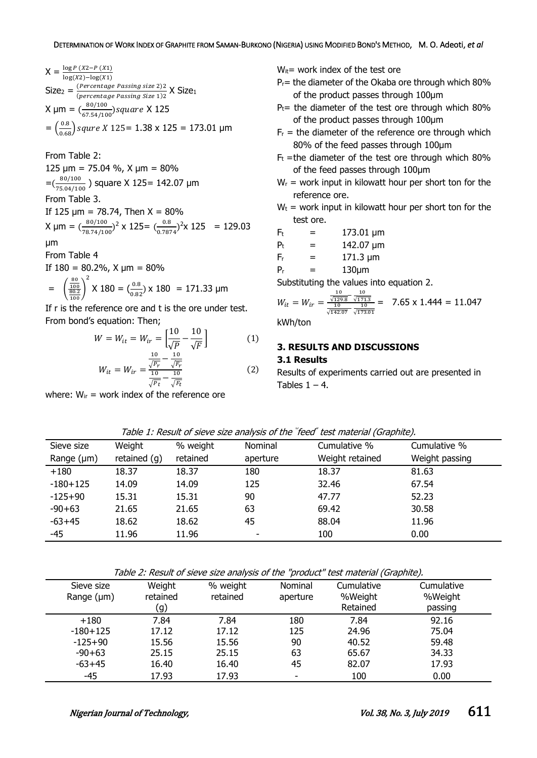$X = \frac{\log P\ (X2 - P\ (X1)}{\log(X2) - \log(X1)}$

$\text{Size}_2 = \frac{(\text{Percentage Passing size } 2)2}{(\text{percentage Passing Size } 1)2} \text{ X Size}_1$

$\text{X µm} = (\frac{80/100}{67.54/100}) \text{square X } 125$

$= \left(\frac{0.8}{0.68}\right) \text{squre } X\ 125 = 1.38 \times 125 = 173.01$ µm

From Table 2:

125 µm = 75.04 %, X µm = 80%

$= (\frac{80/100}{75.04/100})$ square X 125= 142.07 µm

From Table 3.

If 125 µm = 78.74, Then X = 80%

$\text{X µm} = (\frac{80/100}{78.74/100})^2 \text{ x } 125 = (\frac{0.8}{0.7874})^2 \text{x } 125 = 129.03$ µm

From Table 4

If 180 = 80.2%, X µm = 80%

$= \left(\frac{\frac{80}{100}}{\frac{80.2}{100}}\right)^2 \text{ X } 180 = (\frac{0.8}{0.82}) \text{ x } 180 = 171.33$ µm

If r is the reference ore and t is the ore under test. From bond's equation: Then;

$$W = W_{it} = W_{ir} = \left[\frac{10}{\sqrt{P}} - \frac{10}{\sqrt{F}}\right] \quad (1)$$

$$W_{it} = W_{ir} = \frac{\frac{10}{\sqrt{P_r}} - \frac{10}{\sqrt{F_r}}}{\frac{10}{\sqrt{Pt}} - \frac{10}{\sqrt{Ft}}} \quad (2)$$

where: $W_{ir}$ = work index of the reference ore

$W_{it}$= work index of the test ore

$P_r$= the diameter of the Okaba ore through which 80% of the product passes through 100µm

$P_t$= the diameter of the test ore through which 80% of the product passes through 100µm

$F_r$ = the diameter of the reference ore through which 80% of the feed passes through 100µm

$F_t$ =the diameter of the test ore through which 80% of the feed passes through 100µm

$W_r$ = work input in kilowatt hour per short ton for the reference ore.

$W_t$ = work input in kilowatt hour per short ton for the test ore.

$F_t$ = 173.01 µm

$P_t$ = 142.07 µm

$F_r$ = 171.3 µm

$P_r$ = 130µm

Substituting the values into equation 2.

$$W_{it} = W_{ir} = \frac{\frac{10}{\sqrt{129.8}} - \frac{10}{\sqrt{171.3}}}{\frac{10}{\sqrt{142.07}} - \frac{10}{\sqrt{173.01}}} = 7.65 \times 1.444 = 11.047$$

kWh/ton

## 3. RESULTS AND DISCUSSIONS

### 3.1 Results

Results of experiments carried out are presented in Tables 1 – 4.

*Table 1: Result of sieve size analysis of the "feed" test material (Graphite).*

| Sieve size Range (µm) | Weight retained (g) | % weight retained | Nominal aperture | Cumulative % Weight retained | Cumulative % Weight passing |
|---|---|---|---|---|---|
| +180 | 18.37 | 18.37 | 180 | 18.37 | 81.63 |
| -180+125 | 14.09 | 14.09 | 125 | 32.46 | 67.54 |
| -125+90 | 15.31 | 15.31 | 90 | 47.77 | 52.23 |
| -90+63 | 21.65 | 21.65 | 63 | 69.42 | 30.58 |
| -63+45 | 18.62 | 18.62 | 45 | 88.04 | 11.96 |
| -45 | 11.96 | 11.96 | - | 100 | 0.00 |

*Table 2: Result of sieve size analysis of the "product" test material (Graphite).*

| Sieve size Range (µm) | Weight retained (g) | % weight retained | Nominal aperture | Cumulative %Weight Retained | Cumulative %Weight passing |
|---|---|---|---|---|---|
| +180 | 7.84 | 7.84 | 180 | 7.84 | 92.16 |
| -180+125 | 17.12 | 17.12 | 125 | 24.96 | 75.04 |
| -125+90 | 15.56 | 15.56 | 90 | 40.52 | 59.48 |
| -90+63 | 25.15 | 25.15 | 63 | 65.67 | 34.33 |
| -63+45 | 16.40 | 16.40 | 45 | 82.07 | 17.93 |
| -45 | 17.93 | 17.93 | - | 100 | 0.00 |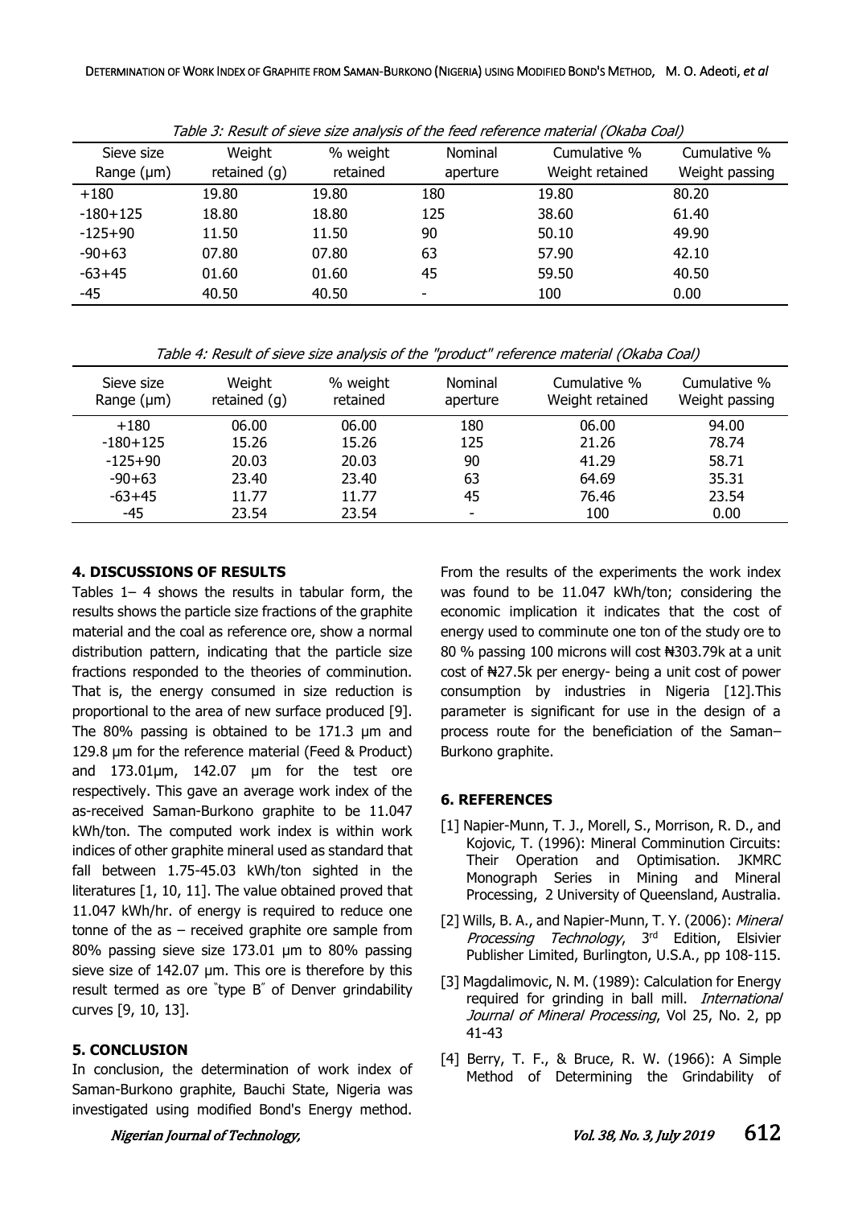*Table 3: Result of sieve size analysis of the feed reference material (Okaba Coal)*

| Sieve size Range (μm) | Weight retained (g) | % weight retained | Nominal aperture | Cumulative % Weight retained | Cumulative % Weight passing |
|---|---|---|---|---|---|
| +180 | 19.80 | 19.80 | 180 | 19.80 | 80.20 |
| -180+125 | 18.80 | 18.80 | 125 | 38.60 | 61.40 |
| -125+90 | 11.50 | 11.50 | 90 | 50.10 | 49.90 |
| -90+63 | 07.80 | 07.80 | 63 | 57.90 | 42.10 |
| -63+45 | 01.60 | 01.60 | 45 | 59.50 | 40.50 |
| -45 | 40.50 | 40.50 | - | 100 | 0.00 |

*Table 4: Result of sieve size analysis of the "product" reference material (Okaba Coal)*

| Sieve size Range (μm) | Weight retained (g) | % weight retained | Nominal aperture | Cumulative % Weight retained | Cumulative % Weight passing |
|---|---|---|---|---|---|
| +180 | 06.00 | 06.00 | 180 | 06.00 | 94.00 |
| -180+125 | 15.26 | 15.26 | 125 | 21.26 | 78.74 |
| -125+90 | 20.03 | 20.03 | 90 | 41.29 | 58.71 |
| -90+63 | 23.40 | 23.40 | 63 | 64.69 | 35.31 |
| -63+45 | 11.77 | 11.77 | 45 | 76.46 | 23.54 |
| -45 | 23.54 | 23.54 | - | 100 | 0.00 |

## 4. DISCUSSIONS OF RESULTS

Tables 1– 4 shows the results in tabular form, the results shows the particle size fractions of the graphite material and the coal as reference ore, show a normal distribution pattern, indicating that the particle size fractions responded to the theories of comminution. That is, the energy consumed in size reduction is proportional to the area of new surface produced [9]. The 80% passing is obtained to be 171.3 μm and 129.8 μm for the reference material (Feed & Product) and 173.01μm, 142.07 μm for the test ore respectively. This gave an average work index of the as-received Saman-Burkono graphite to be 11.047 kWh/ton. The computed work index is within work indices of other graphite mineral used as standard that fall between 1.75-45.03 kWh/ton sighted in the literatures [1, 10, 11]. The value obtained proved that 11.047 kWh/hr. of energy is required to reduce one tonne of the as – received graphite ore sample from 80% passing sieve size 173.01 μm to 80% passing sieve size of 142.07 μm. This ore is therefore by this result termed as ore "type B" of Denver grindability curves [9, 10, 13].

## 5. CONCLUSION

In conclusion, the determination of work index of Saman-Burkono graphite, Bauchi State, Nigeria was investigated using modified Bond's Energy method. From the results of the experiments the work index was found to be 11.047 kWh/ton; considering the economic implication it indicates that the cost of energy used to comminute one ton of the study ore to 80 % passing 100 microns will cost ₦303.79k at a unit cost of ₦27.5k per energy- being a unit cost of power consumption by industries in Nigeria [12].This parameter is significant for use in the design of a process route for the beneficiation of the Saman–Burkono graphite.

## 6. REFERENCES

[1] Napier-Munn, T. J., Morell, S., Morrison, R. D., and Kojovic, T. (1996): Mineral Comminution Circuits: Their Operation and Optimisation. JKMRC Monograph Series in Mining and Mineral Processing, 2 University of Queensland, Australia.

[2] Wills, B. A., and Napier-Munn, T. Y. (2006): *Mineral Processing Technology*, 3rd Edition, Elsivier Publisher Limited, Burlington, U.S.A., pp 108-115.

[3] Magdalimovic, N. M. (1989): Calculation for Energy required for grinding in ball mill. *International Journal of Mineral Processing*, Vol 25, No. 2, pp 41-43

[4] Berry, T. F., & Bruce, R. W. (1966): A Simple Method of Determining the Grindability of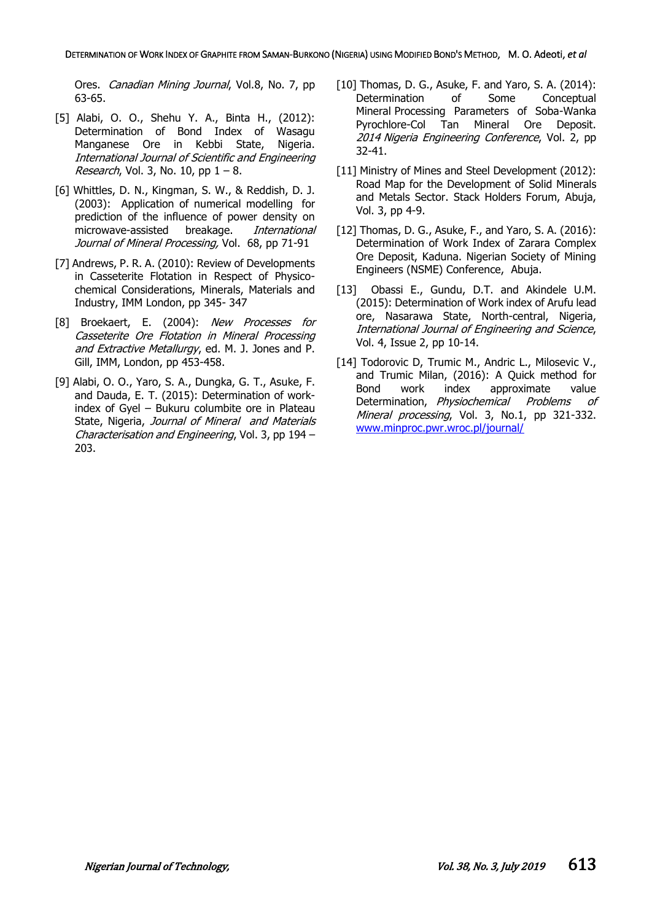Ores. *Canadian Mining Journal*, Vol.8, No. 7, pp 63-65.

[5] Alabi, O. O., Shehu Y. A., Binta H., (2012): Determination of Bond Index of Wasagu Manganese Ore in Kebbi State, Nigeria. *International Journal of Scientific and Engineering Research*, Vol. 3, No. 10, pp 1 – 8.

[6] Whittles, D. N., Kingman, S. W., & Reddish, D. J. (2003): Application of numerical modelling for prediction of the influence of power density on microwave-assisted breakage. *International Journal of Mineral Processing,* Vol. 68, pp 71-91

[7] Andrews, P. R. A. (2010): Review of Developments in Casseterite Flotation in Respect of Physico-chemical Considerations, Minerals, Materials and Industry, IMM London, pp 345- 347

[8] Broekaert, E. (2004): *New Processes for Casseterite Ore Flotation in Mineral Processing and Extractive Metallurgy*, ed. M. J. Jones and P. Gill, IMM, London, pp 453-458.

[9] Alabi, O. O., Yaro, S. A., Dungka, G. T., Asuke, F. and Dauda, E. T. (2015): Determination of work-index of Gyel – Bukuru columbite ore in Plateau State, Nigeria, *Journal of Mineral and Materials Characterisation and Engineering*, Vol. 3, pp 194 – 203.

[10] Thomas, D. G., Asuke, F. and Yaro, S. A. (2014): Determination of Some Conceptual Mineral Processing Parameters of Soba-Wanka Pyrochlore-Col Tan Mineral Ore Deposit. *2014 Nigeria Engineering Conference*, Vol. 2, pp 32-41.

[11] Ministry of Mines and Steel Development (2012): Road Map for the Development of Solid Minerals and Metals Sector. Stack Holders Forum, Abuja, Vol. 3, pp 4-9.

[12] Thomas, D. G., Asuke, F., and Yaro, S. A. (2016): Determination of Work Index of Zarara Complex Ore Deposit, Kaduna. Nigerian Society of Mining Engineers (NSME) Conference, Abuja.

[13] Obassi E., Gundu, D.T. and Akindele U.M. (2015): Determination of Work index of Arufu lead ore, Nasarawa State, North-central, Nigeria, *International Journal of Engineering and Science*, Vol. 4, Issue 2, pp 10-14.

[14] Todorovic D, Trumic M., Andric L., Milosevic V., and Trumic Milan, (2016): A Quick method for Bond work index approximate value Determination, *Physiochemical Problems of Mineral processing*, Vol. 3, No.1, pp 321-332. www.minproc.pwr.wroc.pl/journal/